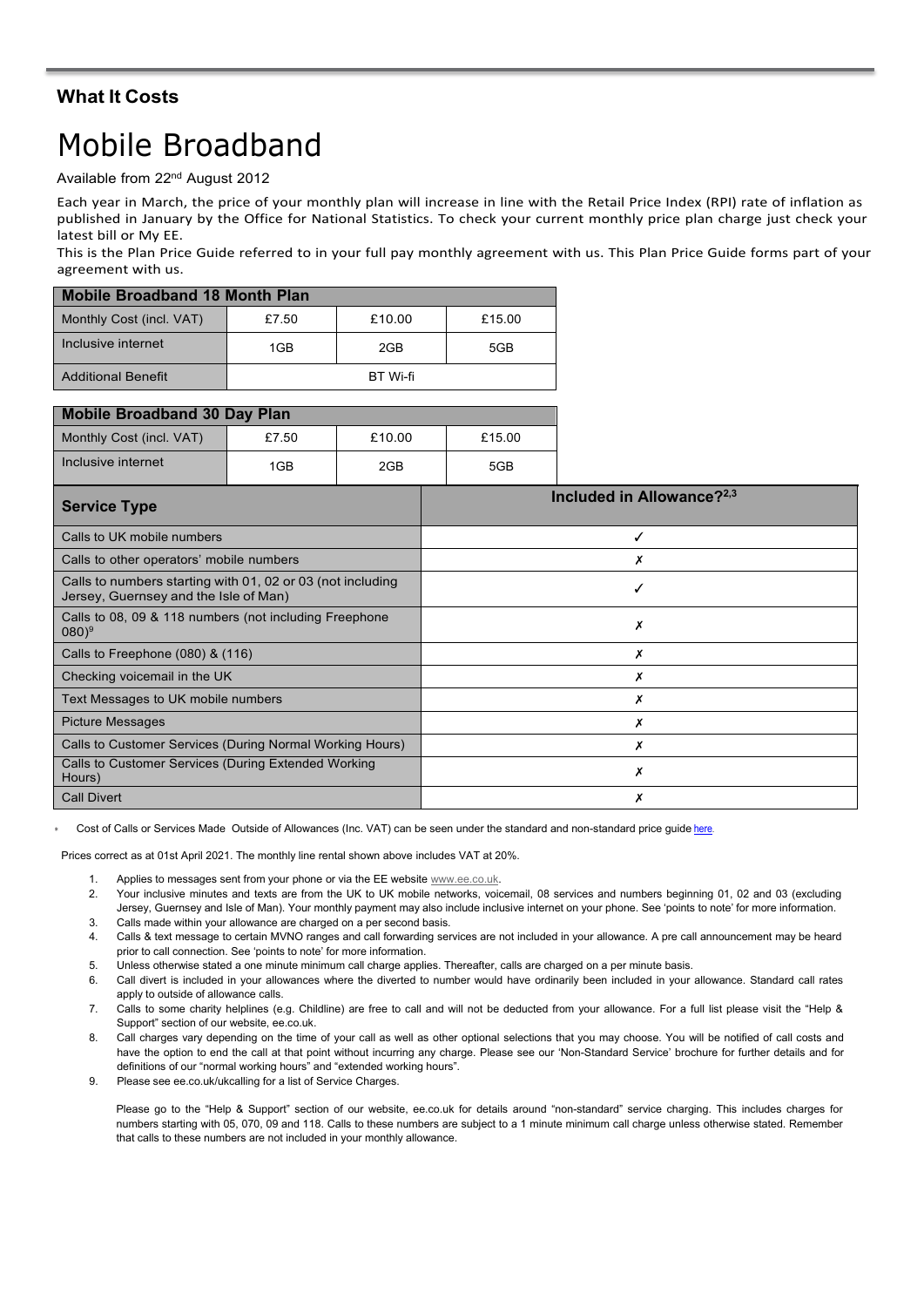## What It Costs

# Mobile Broadband

Available from 22nd August 2012

Each year in March, the price of your monthly plan will increase in line with the Retail Price Index (RPI) rate of inflation as published in January by the Office for National Statistics. To check your current monthly price plan charge just check your latest bill or My EE.

This is the Plan Price Guide referred to in your full pay monthly agreement with us. This Plan Price Guide forms part of your agreement with us.

| Mobile Broadband 18 Month Plan | | | |
|---|---|---|---|
| Monthly Cost (incl. VAT) | £7.50 | £10.00 | £15.00 |
| Inclusive internet | 1GB | 2GB | 5GB |
| Additional Benefit | BT Wi-fi | | |

| Mobile Broadband 30 Day Plan | | | |
|---|---|---|---|
| Monthly Cost (incl. VAT) | £7.50 | £10.00 | £15.00 |
| Inclusive internet | 1GB | 2GB | 5GB |

| Service Type | Included in Allowance?[2,3] |
|---|---|
| Calls to UK mobile numbers | ✓ |
| Calls to other operators' mobile numbers | ✗ |
| Calls to numbers starting with 01, 02 or 03 (not including Jersey, Guernsey and the Isle of Man) | ✓ |
| Calls to 08, 09 & 118 numbers (not including Freephone 080)[9] | ✗ |
| Calls to Freephone (080) & (116) | ✗ |
| Checking voicemail in the UK | ✗ |
| Text Messages to UK mobile numbers | ✗ |
| Picture Messages | ✗ |
| Calls to Customer Services (During Normal Working Hours) | ✗ |
| Calls to Customer Services (During Extended Working Hours) | ✗ |
| Call Divert | ✗ |

* Cost of Calls or Services Made Outside of Allowances (Inc. VAT) can be seen under the standard and non-standard price guide here.

Prices correct as at 01st April 2021. The monthly line rental shown above includes VAT at 20%.

1. Applies to messages sent from your phone or via the EE website www.ee.co.uk.
2. Your inclusive minutes and texts are from the UK to UK mobile networks, voicemail, 08 services and numbers beginning 01, 02 and 03 (excluding Jersey, Guernsey and Isle of Man). Your monthly payment may also include inclusive internet on your phone. See 'points to note' for more information.
3. Calls made within your allowance are charged on a per second basis.
4. Calls & text message to certain MVNO ranges and call forwarding services are not included in your allowance. A pre call announcement may be heard prior to call connection. See 'points to note' for more information.
5. Unless otherwise stated a one minute minimum call charge applies. Thereafter, calls are charged on a per minute basis.
6. Call divert is included in your allowances where the diverted to number would have ordinarily been included in your allowance. Standard call rates apply to outside of allowance calls.
7. Calls to some charity helplines (e.g. Childline) are free to call and will not be deducted from your allowance. For a full list please visit the "Help & Support" section of our website, ee.co.uk.
8. Call charges vary depending on the time of your call as well as other optional selections that you may choose. You will be notified of call costs and have the option to end the call at that point without incurring any charge. Please see our 'Non-Standard Service' brochure for further details and for definitions of our "normal working hours" and "extended working hours".
9. Please see ee.co.uk/ukcalling for a list of Service Charges.

Please go to the "Help & Support" section of our website, ee.co.uk for details around "non-standard" service charging. This includes charges for numbers starting with 05, 070, 09 and 118. Calls to these numbers are subject to a 1 minute minimum call charge unless otherwise stated. Remember that calls to these numbers are not included in your monthly allowance.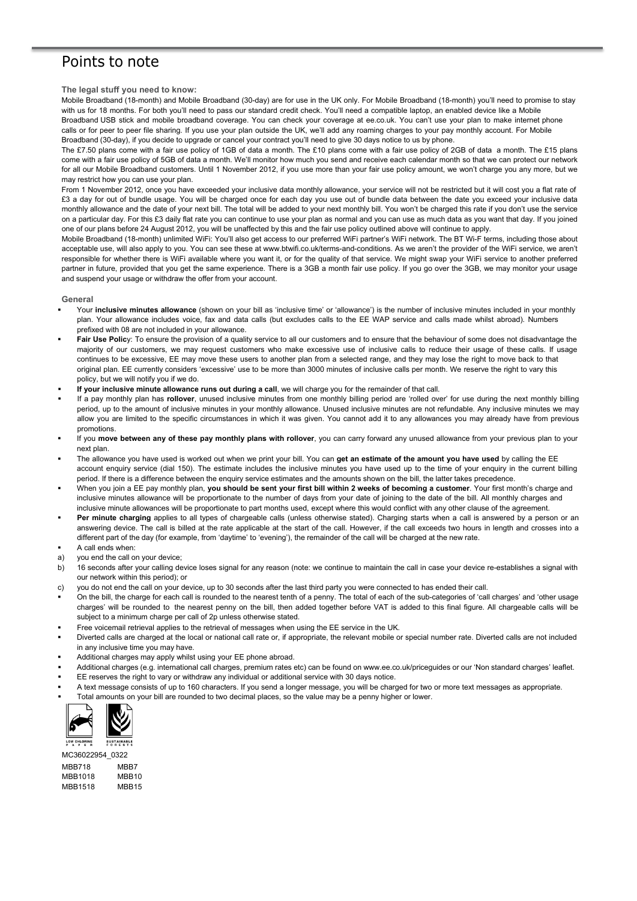# Points to note

**The legal stuff you need to know:**

Mobile Broadband (18-month) and Mobile Broadband (30-day) are for use in the UK only. For Mobile Broadband (18-month) you'll need to promise to stay with us for 18 months. For both you'll need to pass our standard credit check. You'll need a compatible laptop, an enabled device like a Mobile Broadband USB stick and mobile broadband coverage. You can check your coverage at ee.co.uk. You can't use your plan to make internet phone calls or for peer to peer file sharing. If you use your plan outside the UK, we'll add any roaming charges to your pay monthly account. For Mobile Broadband (30-day), if you decide to upgrade or cancel your contract you'll need to give 30 days notice to us by phone.

The £7.50 plans come with a fair use policy of 1GB of data a month. The £10 plans come with a fair use policy of 2GB of data a month. The £15 plans come with a fair use policy of 5GB of data a month. We'll monitor how much you send and receive each calendar month so that we can protect our network for all our Mobile Broadband customers. Until 1 November 2012, if you use more than your fair use policy amount, we won't charge you any more, but we may restrict how you can use your plan.

From 1 November 2012, once you have exceeded your inclusive data monthly allowance, your service will not be restricted but it will cost you a flat rate of £3 a day for out of bundle usage. You will be charged once for each day you use out of bundle data between the date you exceed your inclusive data monthly allowance and the date of your next bill. The total will be added to your next monthly bill. You won't be charged this rate if you don't use the service on a particular day. For this £3 daily flat rate you can continue to use your plan as normal and you can use as much data as you want that day. If you joined one of our plans before 24 August 2012, you will be unaffected by this and the fair use policy outlined above will continue to apply.

Mobile Broadband (18-month) unlimited WiFi: You'll also get access to our preferred WiFi partner's WiFi network. The BT Wi-F terms, including those about acceptable use, will also apply to you. You can see these at www.btwifi.co.uk/terms-and-conditions. As we aren't the provider of the WiFi service, we aren't responsible for whether there is WiFi available where you want it, or for the quality of that service. We might swap your WiFi service to another preferred partner in future, provided that you get the same experience. There is a 3GB a month fair use policy. If you go over the 3GB, we may monitor your usage and suspend your usage or withdraw the offer from your account.

**General**

- Your **inclusive minutes allowance** (shown on your bill as 'inclusive time' or 'allowance') is the number of inclusive minutes included in your monthly plan. Your allowance includes voice, fax and data calls (but excludes calls to the EE WAP service and calls made whilst abroad). Numbers prefixed with 08 are not included in your allowance.
- **Fair Use Policy**: To ensure the provision of a quality service to all our customers and to ensure that the behaviour of some does not disadvantage the majority of our customers, we may request customers who make excessive use of inclusive calls to reduce their usage of these calls. If usage continues to be excessive, EE may move these users to another plan from a selected range, and they may lose the right to move back to that original plan. EE currently considers 'excessive' use to be more than 3000 minutes of inclusive calls per month. We reserve the right to vary this policy, but we will notify you if we do.
- **If your inclusive minute allowance runs out during a call**, we will charge you for the remainder of that call.
- If a pay monthly plan has **rollover**, unused inclusive minutes from one monthly billing period are 'rolled over' for use during the next monthly billing period, up to the amount of inclusive minutes in your monthly allowance. Unused inclusive minutes are not refundable. Any inclusive minutes we may allow you are limited to the specific circumstances in which it was given. You cannot add it to any allowances you may already have from previous promotions.
- If you **move between any of these pay monthly plans with rollover**, you can carry forward any unused allowance from your previous plan to your next plan.
- The allowance you have used is worked out when we print your bill. You can **get an estimate of the amount you have used** by calling the EE account enquiry service (dial 150). The estimate includes the inclusive minutes you have used up to the time of your enquiry in the current billing period. If there is a difference between the enquiry service estimates and the amounts shown on the bill, the latter takes precedence.
- When you join a EE pay monthly plan, **you should be sent your first bill within 2 weeks of becoming a customer**. Your first month's charge and inclusive minutes allowance will be proportionate to the number of days from your date of joining to the date of the bill. All monthly charges and inclusive minute allowances will be proportionate to part months used, except where this would conflict with any other clause of the agreement.
- **Per minute charging** applies to all types of chargeable calls (unless otherwise stated). Charging starts when a call is answered by a person or an answering device. The call is billed at the rate applicable at the start of the call. However, if the call exceeds two hours in length and crosses into a different part of the day (for example, from 'daytime' to 'evening'), the remainder of the call will be charged at the new rate.
- A call ends when:

a) you end the call on your device;

b) 16 seconds after your calling device loses signal for any reason (note: we continue to maintain the call in case your device re-establishes a signal with our network within this period); or

c) you do not end the call on your device, up to 30 seconds after the last third party you were connected to has ended their call.

- On the bill, the charge for each call is rounded to the nearest tenth of a penny. The total of each of the sub-categories of 'call charges' and 'other usage charges' will be rounded to the nearest penny on the bill, then added together before VAT is added to this final figure. All chargeable calls will be subject to a minimum charge per call of 2p unless otherwise stated.
- Free voicemail retrieval applies to the retrieval of messages when using the EE service in the UK.
- Diverted calls are charged at the local or national call rate or, if appropriate, the relevant mobile or special number rate. Diverted calls are not included in any inclusive time you may have.
- Additional charges may apply whilst using your EE phone abroad.
- Additional charges (e.g. international call charges, premium rates etc) can be found on www.ee.co.uk/priceguides or our 'Non standard charges' leaflet.
- EE reserves the right to vary or withdraw any individual or additional service with 30 days notice.
- A text message consists of up to 160 characters. If you send a longer message, you will be charged for two or more text messages as appropriate.
- Total amounts on your bill are rounded to two decimal places, so the value may be a penny higher or lower.

LOW CHLORINE PAPER

SUSTAINABLE FORESTS

MC36022954_0322

| | |
|---|---|
| MBB718 | MBB7 |
| MBB1018 | MBB10 |
| MBB1518 | MBB15 |